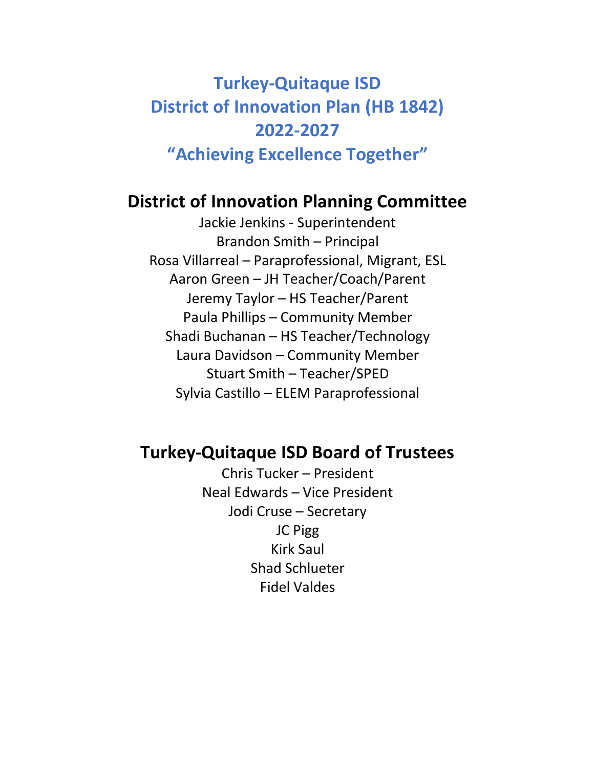# Turkey-Quitaque ISD
# District of Innovation Plan (HB 1842)
# 2022-2027
# "Achieving Excellence Together"

## District of Innovation Planning Committee

Jackie Jenkins - Superintendent
Brandon Smith – Principal
Rosa Villarreal – Paraprofessional, Migrant, ESL
Aaron Green – JH Teacher/Coach/Parent
Jeremy Taylor – HS Teacher/Parent
Paula Phillips – Community Member
Shadi Buchanan – HS Teacher/Technology
Laura Davidson – Community Member
Stuart Smith – Teacher/SPED
Sylvia Castillo – ELEM Paraprofessional

## Turkey-Quitaque ISD Board of Trustees

Chris Tucker – President
Neal Edwards – Vice President
Jodi Cruse – Secretary
JC Pigg
Kirk Saul
Shad Schlueter
Fidel Valdes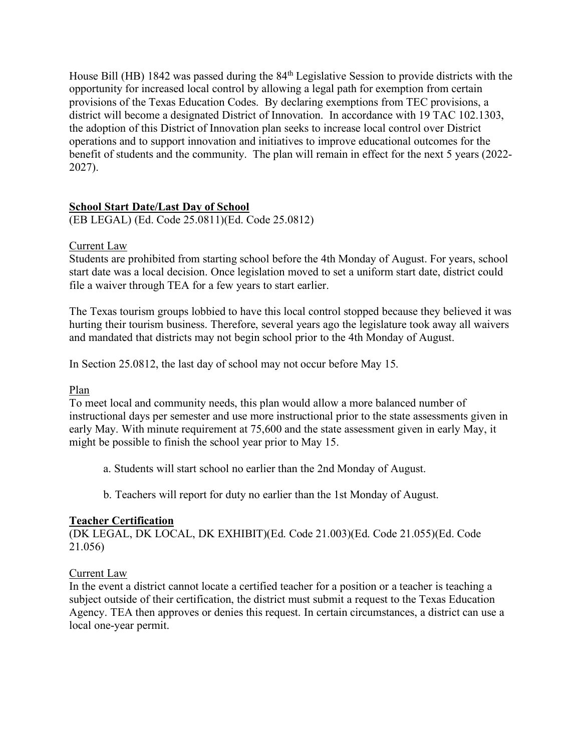House Bill (HB) 1842 was passed during the 84th Legislative Session to provide districts with the opportunity for increased local control by allowing a legal path for exemption from certain provisions of the Texas Education Codes. By declaring exemptions from TEC provisions, a district will become a designated District of Innovation. In accordance with 19 TAC 102.1303, the adoption of this District of Innovation plan seeks to increase local control over District operations and to support innovation and initiatives to improve educational outcomes for the benefit of students and the community. The plan will remain in effect for the next 5 years (2022-2027).

## School Start Date/Last Day of School

(EB LEGAL) (Ed. Code 25.0811)(Ed. Code 25.0812)

Current Law

Students are prohibited from starting school before the 4th Monday of August. For years, school start date was a local decision. Once legislation moved to set a uniform start date, district could file a waiver through TEA for a few years to start earlier.

The Texas tourism groups lobbied to have this local control stopped because they believed it was hurting their tourism business. Therefore, several years ago the legislature took away all waivers and mandated that districts may not begin school prior to the 4th Monday of August.

In Section 25.0812, the last day of school may not occur before May 15.

Plan

To meet local and community needs, this plan would allow a more balanced number of instructional days per semester and use more instructional prior to the state assessments given in early May. With minute requirement at 75,600 and the state assessment given in early May, it might be possible to finish the school year prior to May 15.

a. Students will start school no earlier than the 2nd Monday of August.

b. Teachers will report for duty no earlier than the 1st Monday of August.

## Teacher Certification

(DK LEGAL, DK LOCAL, DK EXHIBIT)(Ed. Code 21.003)(Ed. Code 21.055)(Ed. Code 21.056)

Current Law

In the event a district cannot locate a certified teacher for a position or a teacher is teaching a subject outside of their certification, the district must submit a request to the Texas Education Agency. TEA then approves or denies this request. In certain circumstances, a district can use a local one-year permit.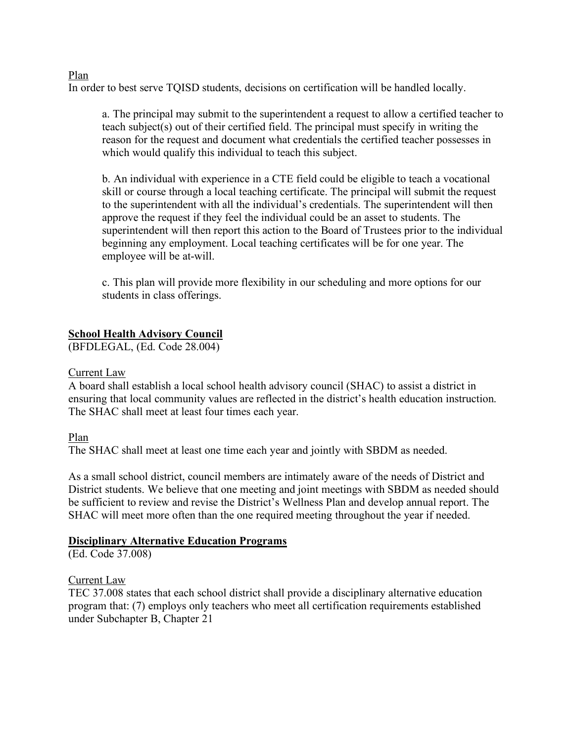Plan

In order to best serve TQISD students, decisions on certification will be handled locally.

a. The principal may submit to the superintendent a request to allow a certified teacher to teach subject(s) out of their certified field. The principal must specify in writing the reason for the request and document what credentials the certified teacher possesses in which would qualify this individual to teach this subject.

b. An individual with experience in a CTE field could be eligible to teach a vocational skill or course through a local teaching certificate. The principal will submit the request to the superintendent with all the individual's credentials. The superintendent will then approve the request if they feel the individual could be an asset to students. The superintendent will then report this action to the Board of Trustees prior to the individual beginning any employment. Local teaching certificates will be for one year. The employee will be at-will.

c. This plan will provide more flexibility in our scheduling and more options for our students in class offerings.

## School Health Advisory Council

(BFDLEGAL, (Ed. Code 28.004)

Current Law

A board shall establish a local school health advisory council (SHAC) to assist a district in ensuring that local community values are reflected in the district's health education instruction. The SHAC shall meet at least four times each year.

Plan

The SHAC shall meet at least one time each year and jointly with SBDM as needed.

As a small school district, council members are intimately aware of the needs of District and District students. We believe that one meeting and joint meetings with SBDM as needed should be sufficient to review and revise the District's Wellness Plan and develop annual report. The SHAC will meet more often than the one required meeting throughout the year if needed.

## Disciplinary Alternative Education Programs

(Ed. Code 37.008)

Current Law

TEC 37.008 states that each school district shall provide a disciplinary alternative education program that: (7) employs only teachers who meet all certification requirements established under Subchapter B, Chapter 21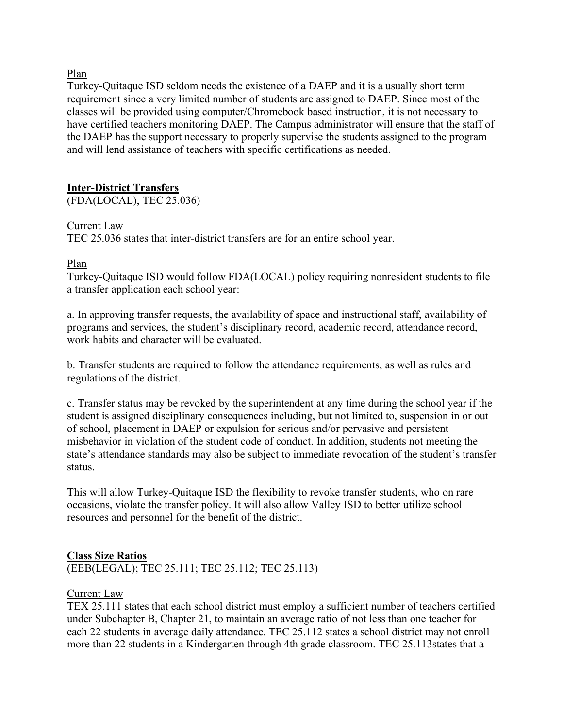Plan

Turkey-Quitaque ISD seldom needs the existence of a DAEP and it is a usually short term requirement since a very limited number of students are assigned to DAEP. Since most of the classes will be provided using computer/Chromebook based instruction, it is not necessary to have certified teachers monitoring DAEP. The Campus administrator will ensure that the staff of the DAEP has the support necessary to properly supervise the students assigned to the program and will lend assistance of teachers with specific certifications as needed.

## Inter-District Transfers

(FDA(LOCAL), TEC 25.036)

Current Law

TEC 25.036 states that inter-district transfers are for an entire school year.

Plan

Turkey-Quitaque ISD would follow FDA(LOCAL) policy requiring nonresident students to file a transfer application each school year:

a. In approving transfer requests, the availability of space and instructional staff, availability of programs and services, the student's disciplinary record, academic record, attendance record, work habits and character will be evaluated.

b. Transfer students are required to follow the attendance requirements, as well as rules and regulations of the district.

c. Transfer status may be revoked by the superintendent at any time during the school year if the student is assigned disciplinary consequences including, but not limited to, suspension in or out of school, placement in DAEP or expulsion for serious and/or pervasive and persistent misbehavior in violation of the student code of conduct. In addition, students not meeting the state's attendance standards may also be subject to immediate revocation of the student's transfer status.

This will allow Turkey-Quitaque ISD the flexibility to revoke transfer students, who on rare occasions, violate the transfer policy. It will also allow Valley ISD to better utilize school resources and personnel for the benefit of the district.

## Class Size Ratios

(EEB(LEGAL); TEC 25.111; TEC 25.112; TEC 25.113)

Current Law

TEX 25.111 states that each school district must employ a sufficient number of teachers certified under Subchapter B, Chapter 21, to maintain an average ratio of not less than one teacher for each 22 students in average daily attendance. TEC 25.112 states a school district may not enroll more than 22 students in a Kindergarten through 4th grade classroom. TEC 25.113states that a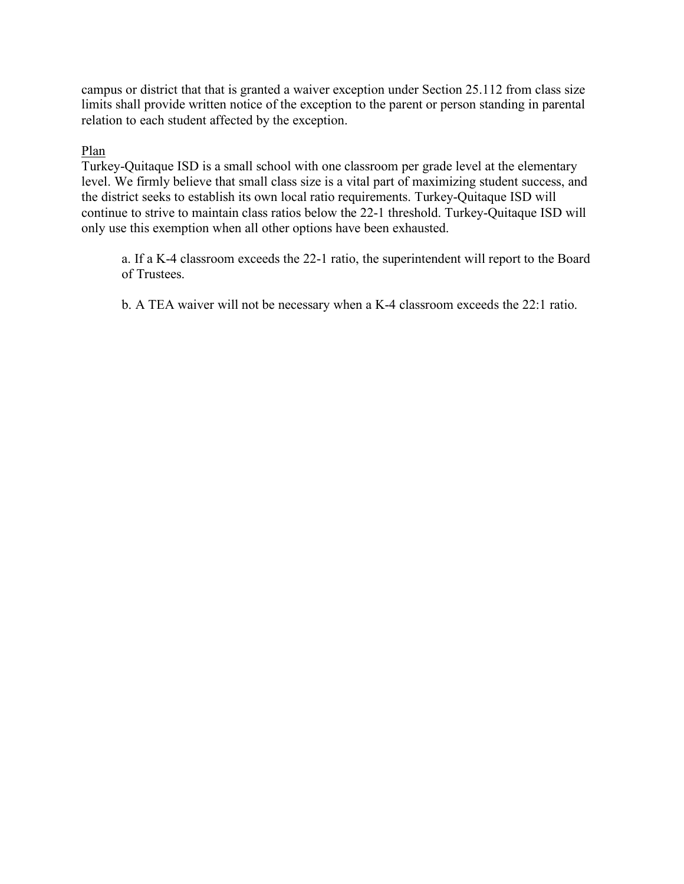campus or district that that is granted a waiver exception under Section 25.112 from class size limits shall provide written notice of the exception to the parent or person standing in parental relation to each student affected by the exception.

<u>Plan</u>

Turkey-Quitaque ISD is a small school with one classroom per grade level at the elementary level. We firmly believe that small class size is a vital part of maximizing student success, and the district seeks to establish its own local ratio requirements. Turkey-Quitaque ISD will continue to strive to maintain class ratios below the 22-1 threshold. Turkey-Quitaque ISD will only use this exemption when all other options have been exhausted.

> a. If a K-4 classroom exceeds the 22-1 ratio, the superintendent will report to the Board of Trustees.
>
> b. A TEA waiver will not be necessary when a K-4 classroom exceeds the 22:1 ratio.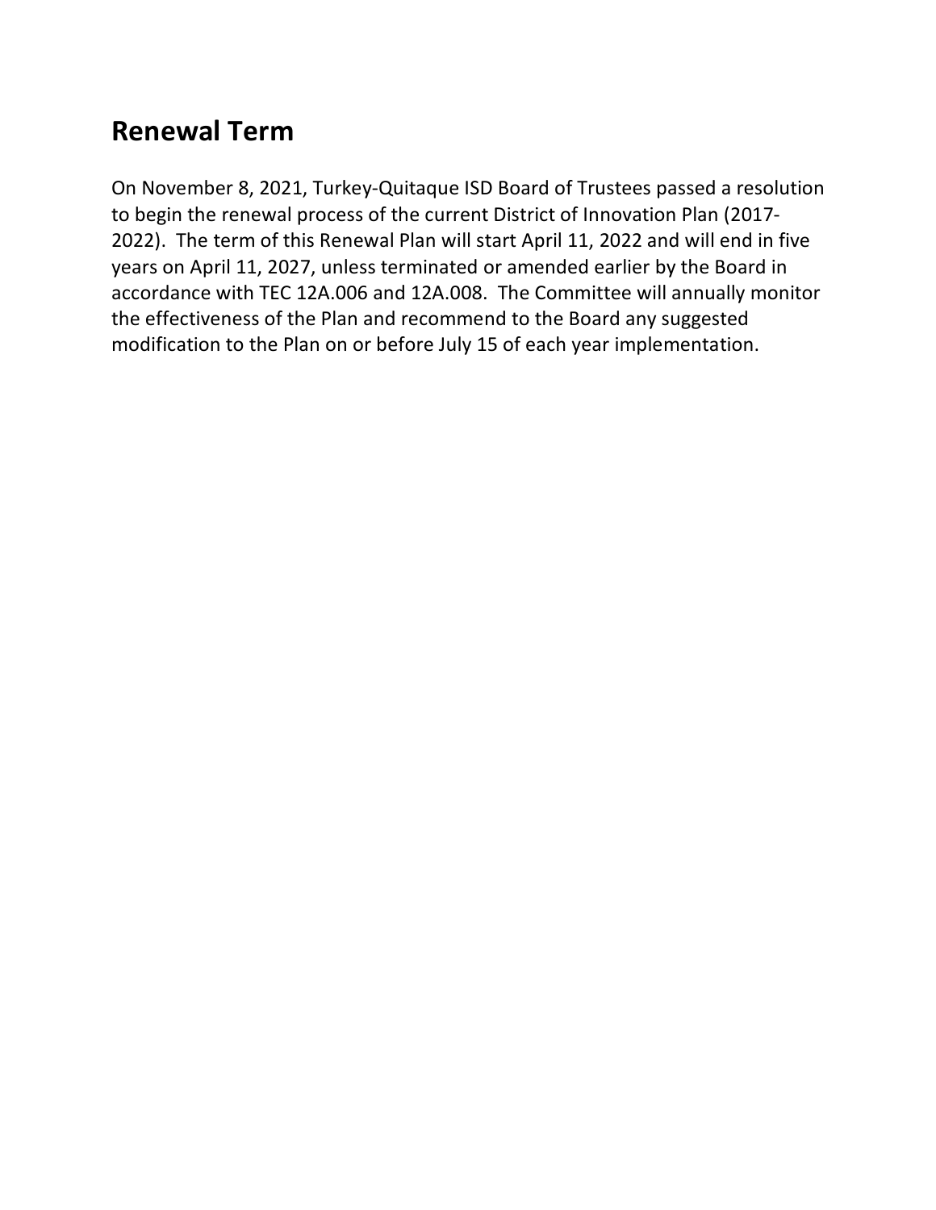## Renewal Term

On November 8, 2021, Turkey-Quitaque ISD Board of Trustees passed a resolution to begin the renewal process of the current District of Innovation Plan (2017-2022). The term of this Renewal Plan will start April 11, 2022 and will end in five years on April 11, 2027, unless terminated or amended earlier by the Board in accordance with TEC 12A.006 and 12A.008. The Committee will annually monitor the effectiveness of the Plan and recommend to the Board any suggested modification to the Plan on or before July 15 of each year implementation.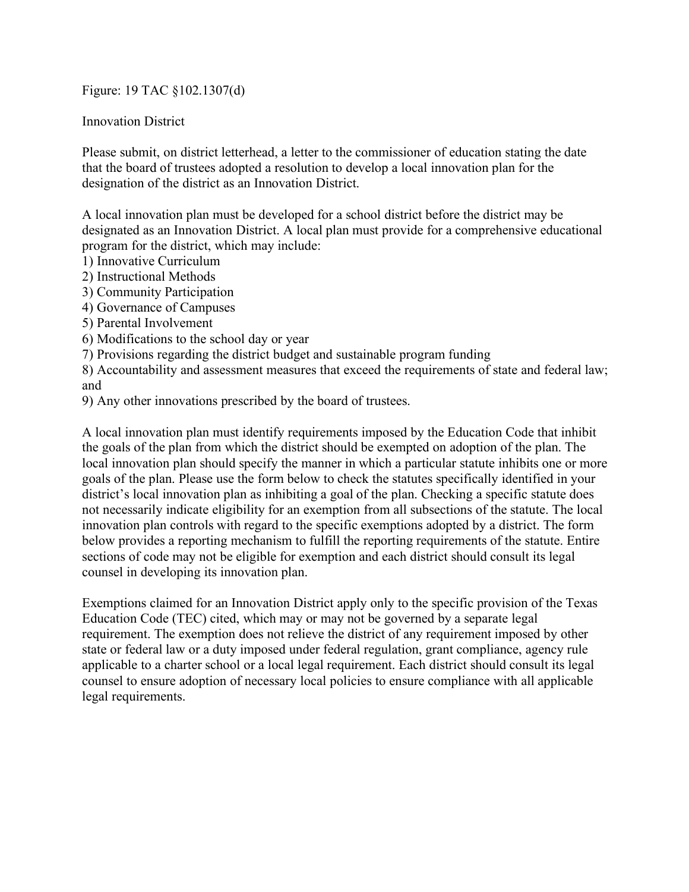Figure: 19 TAC §102.1307(d)

Innovation District

Please submit, on district letterhead, a letter to the commissioner of education stating the date that the board of trustees adopted a resolution to develop a local innovation plan for the designation of the district as an Innovation District.

A local innovation plan must be developed for a school district before the district may be designated as an Innovation District. A local plan must provide for a comprehensive educational program for the district, which may include:

1) Innovative Curriculum
2) Instructional Methods
3) Community Participation
4) Governance of Campuses
5) Parental Involvement
6) Modifications to the school day or year
7) Provisions regarding the district budget and sustainable program funding
8) Accountability and assessment measures that exceed the requirements of state and federal law; and
9) Any other innovations prescribed by the board of trustees.

A local innovation plan must identify requirements imposed by the Education Code that inhibit the goals of the plan from which the district should be exempted on adoption of the plan. The local innovation plan should specify the manner in which a particular statute inhibits one or more goals of the plan. Please use the form below to check the statutes specifically identified in your district's local innovation plan as inhibiting a goal of the plan. Checking a specific statute does not necessarily indicate eligibility for an exemption from all subsections of the statute. The local innovation plan controls with regard to the specific exemptions adopted by a district. The form below provides a reporting mechanism to fulfill the reporting requirements of the statute. Entire sections of code may not be eligible for exemption and each district should consult its legal counsel in developing its innovation plan.

Exemptions claimed for an Innovation District apply only to the specific provision of the Texas Education Code (TEC) cited, which may or may not be governed by a separate legal requirement. The exemption does not relieve the district of any requirement imposed by other state or federal law or a duty imposed under federal regulation, grant compliance, agency rule applicable to a charter school or a local legal requirement. Each district should consult its legal counsel to ensure adoption of necessary local policies to ensure compliance with all applicable legal requirements.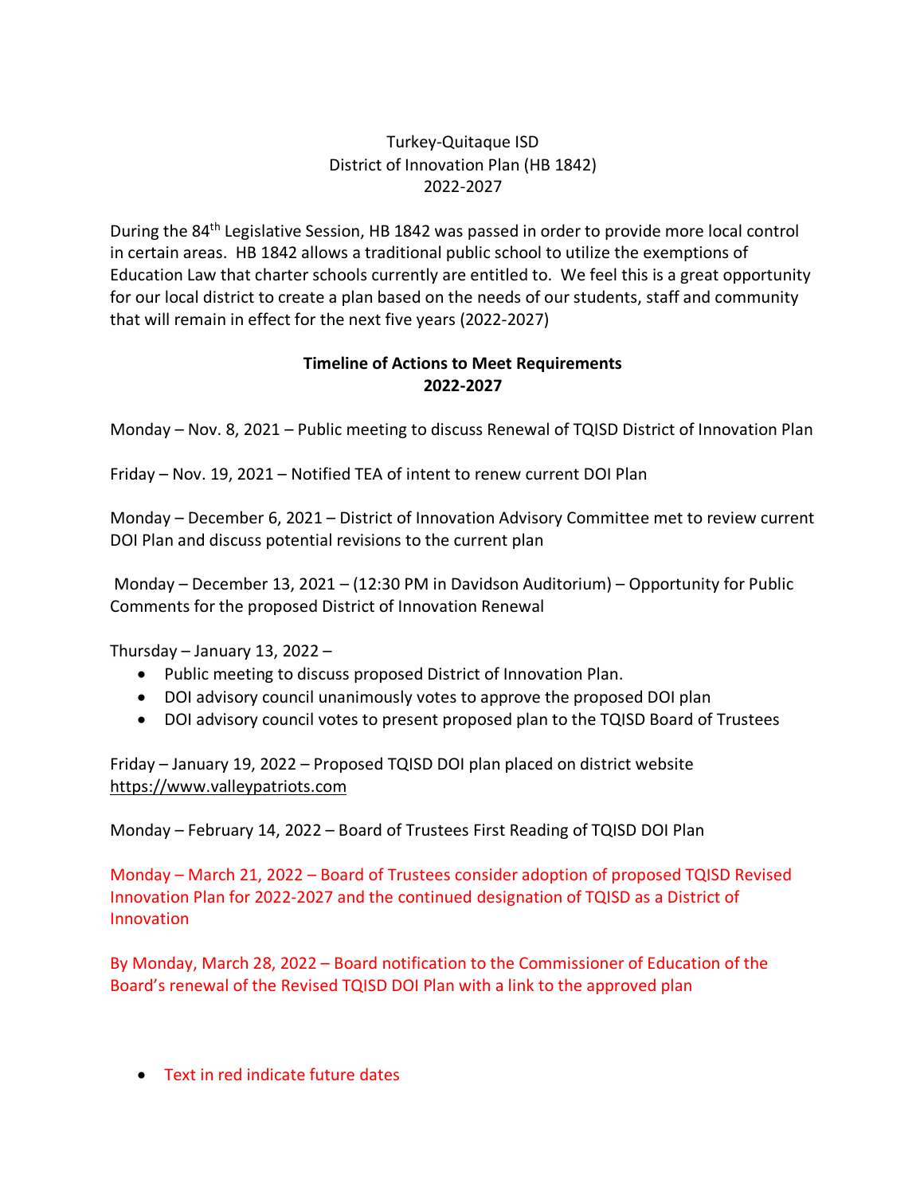Turkey-Quitaque ISD
District of Innovation Plan (HB 1842)
2022-2027

During the 84th Legislative Session, HB 1842 was passed in order to provide more local control in certain areas. HB 1842 allows a traditional public school to utilize the exemptions of Education Law that charter schools currently are entitled to. We feel this is a great opportunity for our local district to create a plan based on the needs of our students, staff and community that will remain in effect for the next five years (2022-2027)

**Timeline of Actions to Meet Requirements**
**2022-2027**

Monday – Nov. 8, 2021 – Public meeting to discuss Renewal of TQISD District of Innovation Plan

Friday – Nov. 19, 2021 – Notified TEA of intent to renew current DOI Plan

Monday – December 6, 2021 – District of Innovation Advisory Committee met to review current DOI Plan and discuss potential revisions to the current plan

Monday – December 13, 2021 – (12:30 PM in Davidson Auditorium) – Opportunity for Public Comments for the proposed District of Innovation Renewal

Thursday – January 13, 2022 –

- Public meeting to discuss proposed District of Innovation Plan.
- DOI advisory council unanimously votes to approve the proposed DOI plan
- DOI advisory council votes to present proposed plan to the TQISD Board of Trustees

Friday – January 19, 2022 – Proposed TQISD DOI plan placed on district website https://www.valleypatriots.com

Monday – February 14, 2022 – Board of Trustees First Reading of TQISD DOI Plan

Monday – March 21, 2022 – Board of Trustees consider adoption of proposed TQISD Revised Innovation Plan for 2022-2027 and the continued designation of TQISD as a District of Innovation

By Monday, March 28, 2022 – Board notification to the Commissioner of Education of the Board's renewal of the Revised TQISD DOI Plan with a link to the approved plan

- Text in red indicate future dates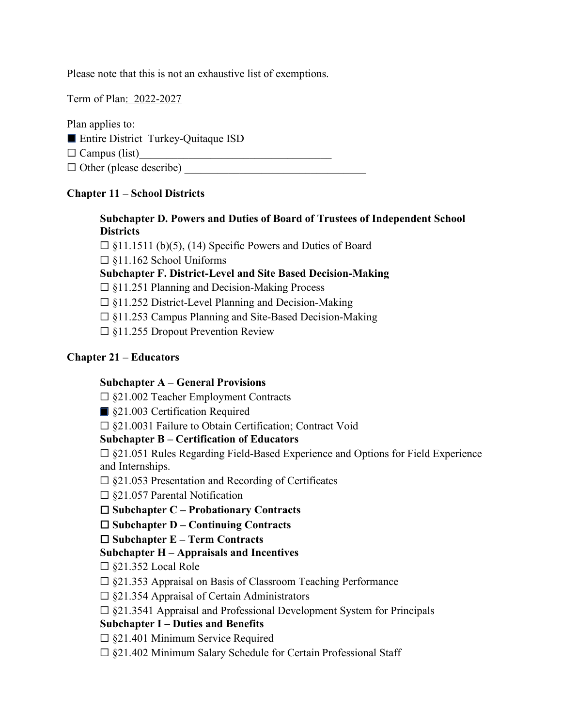Please note that this is not an exhaustive list of exemptions.

Term of Plan: 2022-2027

Plan applies to:

■ Entire District Turkey-Quitaque ISD

☐ Campus (list)___________________________________

☐ Other (please describe) _________________________________

**Chapter 11 – School Districts**

**Subchapter D. Powers and Duties of Board of Trustees of Independent School Districts**

☐ §11.1511 (b)(5), (14) Specific Powers and Duties of Board

☐ §11.162 School Uniforms

**Subchapter F. District-Level and Site Based Decision-Making**

☐ §11.251 Planning and Decision-Making Process

☐ §11.252 District-Level Planning and Decision-Making

☐ §11.253 Campus Planning and Site-Based Decision-Making

☐ §11.255 Dropout Prevention Review

**Chapter 21 – Educators**

**Subchapter A – General Provisions**

☐ §21.002 Teacher Employment Contracts

■ §21.003 Certification Required

☐ §21.0031 Failure to Obtain Certification; Contract Void

**Subchapter B – Certification of Educators**

☐ §21.051 Rules Regarding Field-Based Experience and Options for Field Experience and Internships.

☐ §21.053 Presentation and Recording of Certificates

☐ §21.057 Parental Notification

☐ **Subchapter C – Probationary Contracts**

☐ **Subchapter D – Continuing Contracts**

☐ **Subchapter E – Term Contracts**

**Subchapter H – Appraisals and Incentives**

☐ §21.352 Local Role

☐ §21.353 Appraisal on Basis of Classroom Teaching Performance

☐ §21.354 Appraisal of Certain Administrators

☐ §21.3541 Appraisal and Professional Development System for Principals

**Subchapter I – Duties and Benefits**

☐ §21.401 Minimum Service Required

☐ §21.402 Minimum Salary Schedule for Certain Professional Staff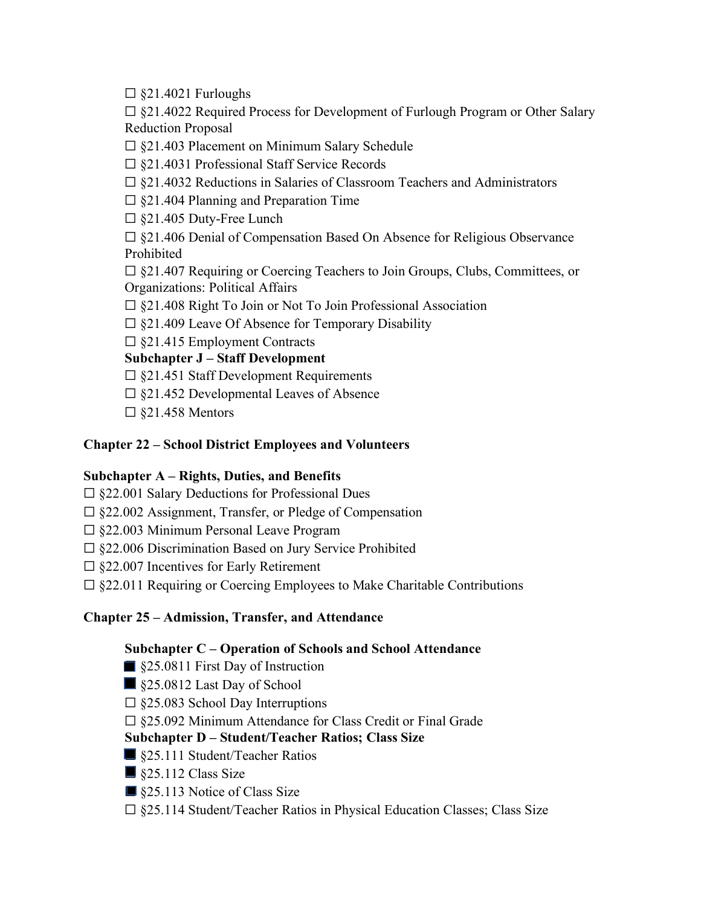☐ §21.4021 Furloughs

☐ §21.4022 Required Process for Development of Furlough Program or Other Salary Reduction Proposal

☐ §21.403 Placement on Minimum Salary Schedule

☐ §21.4031 Professional Staff Service Records

☐ §21.4032 Reductions in Salaries of Classroom Teachers and Administrators

☐ §21.404 Planning and Preparation Time

☐ §21.405 Duty-Free Lunch

☐ §21.406 Denial of Compensation Based On Absence for Religious Observance Prohibited

☐ §21.407 Requiring or Coercing Teachers to Join Groups, Clubs, Committees, or Organizations: Political Affairs

☐ §21.408 Right To Join or Not To Join Professional Association

☐ §21.409 Leave Of Absence for Temporary Disability

☐ §21.415 Employment Contracts

**Subchapter J – Staff Development**

☐ §21.451 Staff Development Requirements

☐ §21.452 Developmental Leaves of Absence

☐ §21.458 Mentors

**Chapter 22 – School District Employees and Volunteers**

**Subchapter A – Rights, Duties, and Benefits**

☐ §22.001 Salary Deductions for Professional Dues

☐ §22.002 Assignment, Transfer, or Pledge of Compensation

☐ §22.003 Minimum Personal Leave Program

☐ §22.006 Discrimination Based on Jury Service Prohibited

☐ §22.007 Incentives for Early Retirement

☐ §22.011 Requiring or Coercing Employees to Make Charitable Contributions

**Chapter 25 – Admission, Transfer, and Attendance**

**Subchapter C – Operation of Schools and School Attendance**

■ §25.0811 First Day of Instruction

■ §25.0812 Last Day of School

☐ §25.083 School Day Interruptions

☐ §25.092 Minimum Attendance for Class Credit or Final Grade

**Subchapter D – Student/Teacher Ratios; Class Size**

■ §25.111 Student/Teacher Ratios

■ §25.112 Class Size

■ §25.113 Notice of Class Size

☐ §25.114 Student/Teacher Ratios in Physical Education Classes; Class Size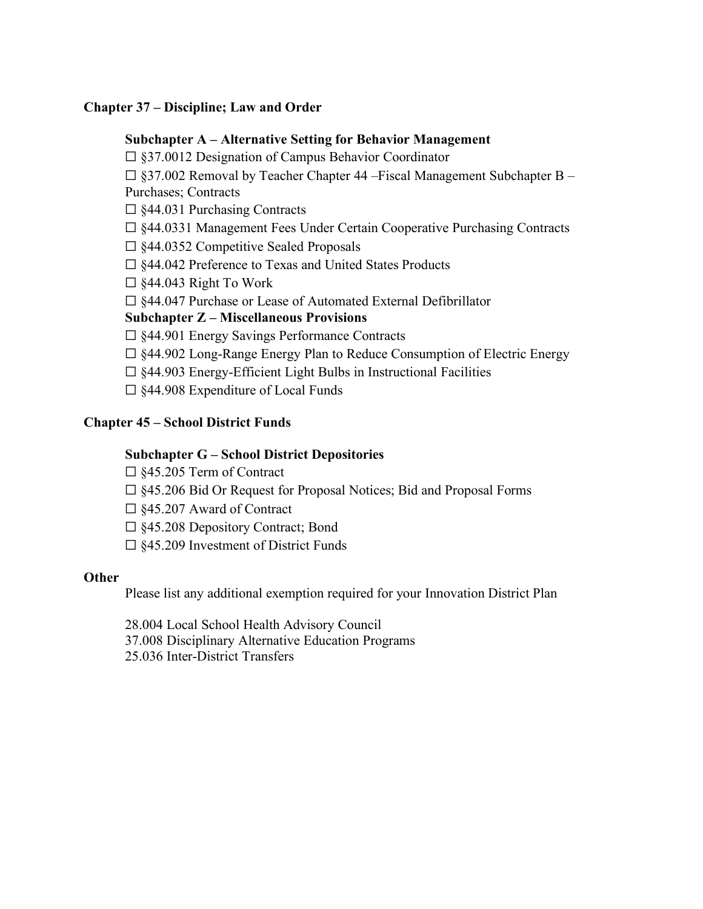**Chapter 37 – Discipline; Law and Order**

**Subchapter A – Alternative Setting for Behavior Management**

☐ §37.0012 Designation of Campus Behavior Coordinator

☐ §37.002 Removal by Teacher Chapter 44 –Fiscal Management Subchapter B – Purchases; Contracts

☐ §44.031 Purchasing Contracts

☐ §44.0331 Management Fees Under Certain Cooperative Purchasing Contracts

☐ §44.0352 Competitive Sealed Proposals

☐ §44.042 Preference to Texas and United States Products

☐ §44.043 Right To Work

☐ §44.047 Purchase or Lease of Automated External Defibrillator

**Subchapter Z – Miscellaneous Provisions**

☐ §44.901 Energy Savings Performance Contracts

☐ §44.902 Long-Range Energy Plan to Reduce Consumption of Electric Energy

☐ §44.903 Energy-Efficient Light Bulbs in Instructional Facilities

☐ §44.908 Expenditure of Local Funds

**Chapter 45 – School District Funds**

**Subchapter G – School District Depositories**

☐ §45.205 Term of Contract

☐ §45.206 Bid Or Request for Proposal Notices; Bid and Proposal Forms

☐ §45.207 Award of Contract

☐ §45.208 Depository Contract; Bond

☐ §45.209 Investment of District Funds

**Other**

Please list any additional exemption required for your Innovation District Plan

28.004 Local School Health Advisory Council
37.008 Disciplinary Alternative Education Programs
25.036 Inter-District Transfers